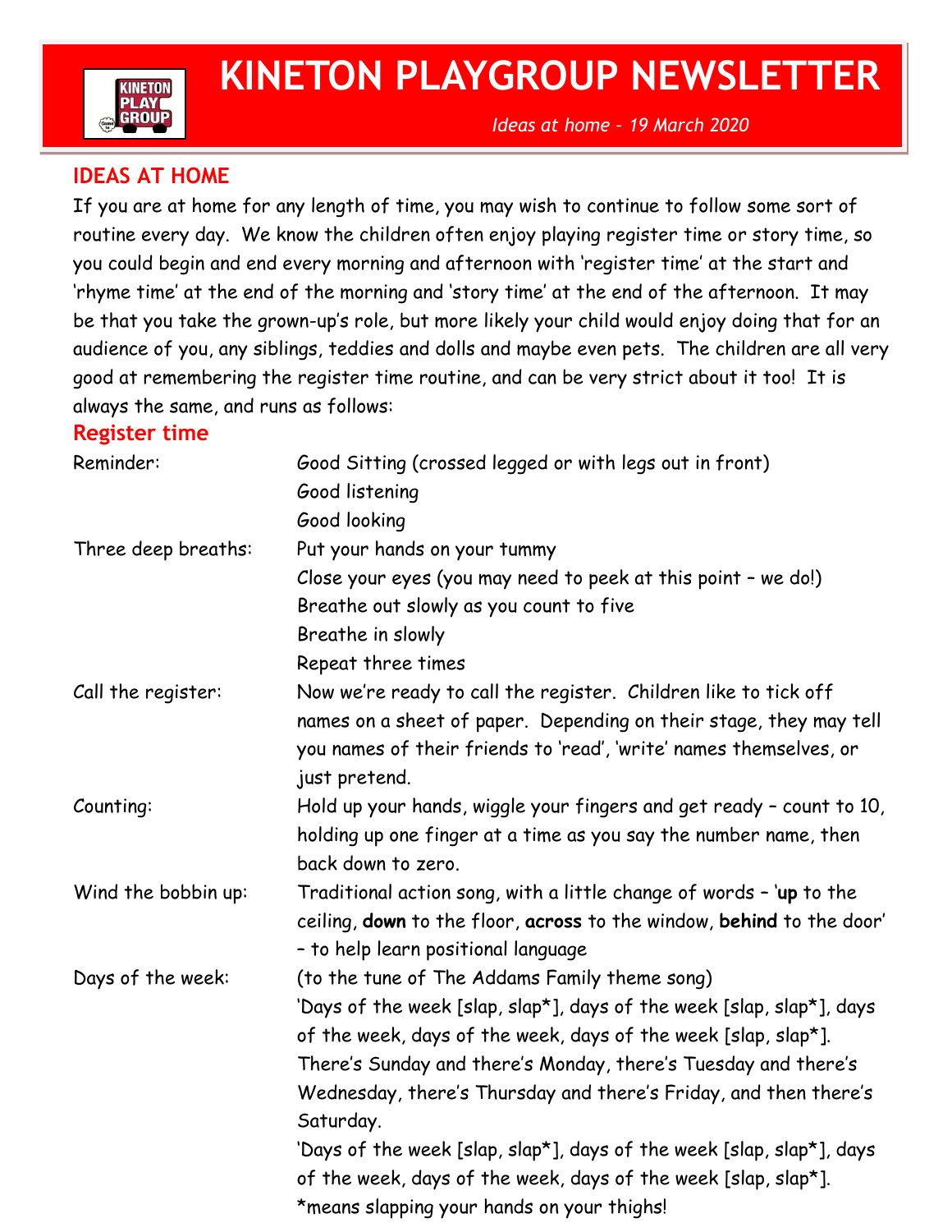# KINETON PLAYGROUP NEWSLETTER

*Ideas at home – 19 March 2020*

## IDEAS AT HOME

If you are at home for any length of time, you may wish to continue to follow some sort of routine every day. We know the children often enjoy playing register time or story time, so you could begin and end every morning and afternoon with 'register time' at the start and 'rhyme time' at the end of the morning and 'story time' at the end of the afternoon. It may be that you take the grown-up's role, but more likely your child would enjoy doing that for an audience of you, any siblings, teddies and dolls and maybe even pets. The children are all very good at remembering the register time routine, and can be very strict about it too! It is always the same, and runs as follows:

### Register time

| | |
|---|---|
| Reminder: | Good Sitting (crossed legged or with legs out in front)<br>Good listening<br>Good looking |
| Three deep breaths: | Put your hands on your tummy<br>Close your eyes (you may need to peek at this point – we do!)<br>Breathe out slowly as you count to five<br>Breathe in slowly<br>Repeat three times |
| Call the register: | Now we're ready to call the register. Children like to tick off names on a sheet of paper. Depending on their stage, they may tell you names of their friends to 'read', 'write' names themselves, or just pretend. |
| Counting: | Hold up your hands, wiggle your fingers and get ready – count to 10, holding up one finger at a time as you say the number name, then back down to zero. |
| Wind the bobbin up: | Traditional action song, with a little change of words – '**up** to the ceiling, **down** to the floor, **across** to the window, **behind** to the door' – to help learn positional language |
| Days of the week: | (to the tune of The Addams Family theme song)<br>'Days of the week [slap, slap*], days of the week [slap, slap*], days of the week, days of the week, days of the week [slap, slap*].<br>There's Sunday and there's Monday, there's Tuesday and there's Wednesday, there's Thursday and there's Friday, and then there's Saturday.<br>'Days of the week [slap, slap*], days of the week [slap, slap*], days of the week, days of the week, days of the week [slap, slap*].<br>*means slapping your hands on your thighs! |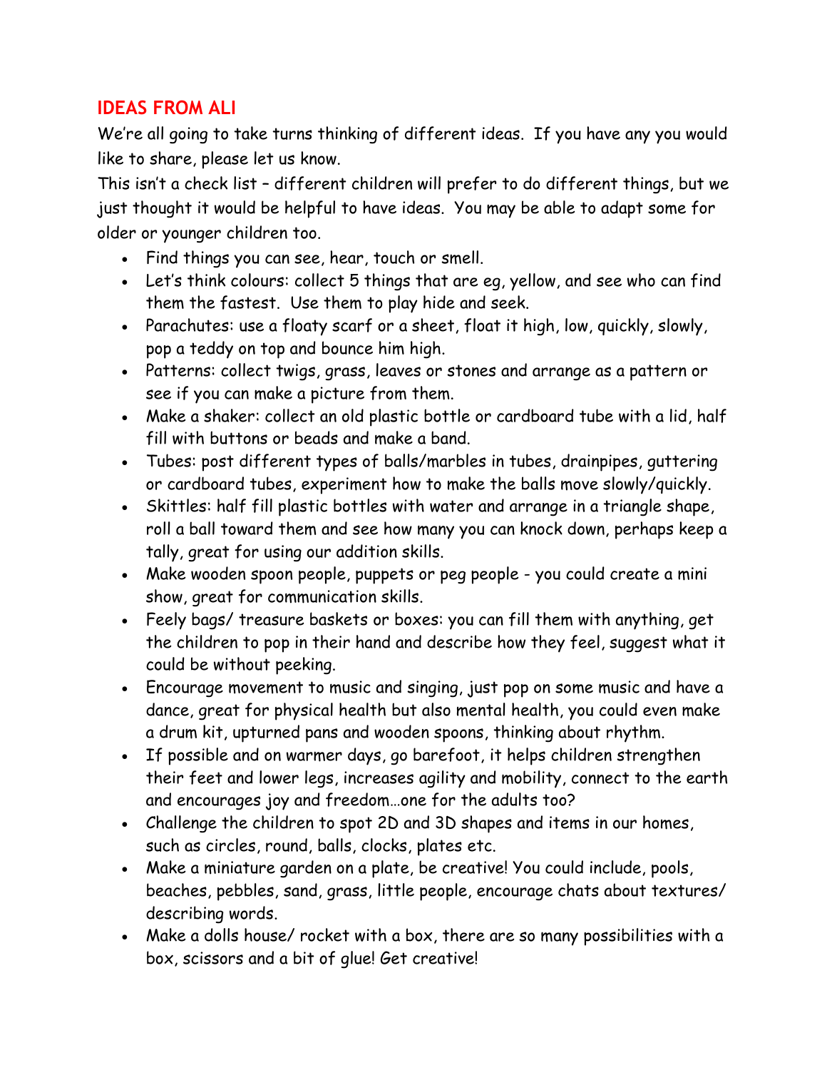## IDEAS FROM ALI

We're all going to take turns thinking of different ideas. If you have any you would like to share, please let us know.

This isn't a check list – different children will prefer to do different things, but we just thought it would be helpful to have ideas. You may be able to adapt some for older or younger children too.

- Find things you can see, hear, touch or smell.
- Let's think colours: collect 5 things that are eg, yellow, and see who can find them the fastest. Use them to play hide and seek.
- Parachutes: use a floaty scarf or a sheet, float it high, low, quickly, slowly, pop a teddy on top and bounce him high.
- Patterns: collect twigs, grass, leaves or stones and arrange as a pattern or see if you can make a picture from them.
- Make a shaker: collect an old plastic bottle or cardboard tube with a lid, half fill with buttons or beads and make a band.
- Tubes: post different types of balls/marbles in tubes, drainpipes, guttering or cardboard tubes, experiment how to make the balls move slowly/quickly.
- Skittles: half fill plastic bottles with water and arrange in a triangle shape, roll a ball toward them and see how many you can knock down, perhaps keep a tally, great for using our addition skills.
- Make wooden spoon people, puppets or peg people - you could create a mini show, great for communication skills.
- Feely bags/ treasure baskets or boxes: you can fill them with anything, get the children to pop in their hand and describe how they feel, suggest what it could be without peeking.
- Encourage movement to music and singing, just pop on some music and have a dance, great for physical health but also mental health, you could even make a drum kit, upturned pans and wooden spoons, thinking about rhythm.
- If possible and on warmer days, go barefoot, it helps children strengthen their feet and lower legs, increases agility and mobility, connect to the earth and encourages joy and freedom…one for the adults too?
- Challenge the children to spot 2D and 3D shapes and items in our homes, such as circles, round, balls, clocks, plates etc.
- Make a miniature garden on a plate, be creative! You could include, pools, beaches, pebbles, sand, grass, little people, encourage chats about textures/ describing words.
- Make a dolls house/ rocket with a box, there are so many possibilities with a box, scissors and a bit of glue! Get creative!